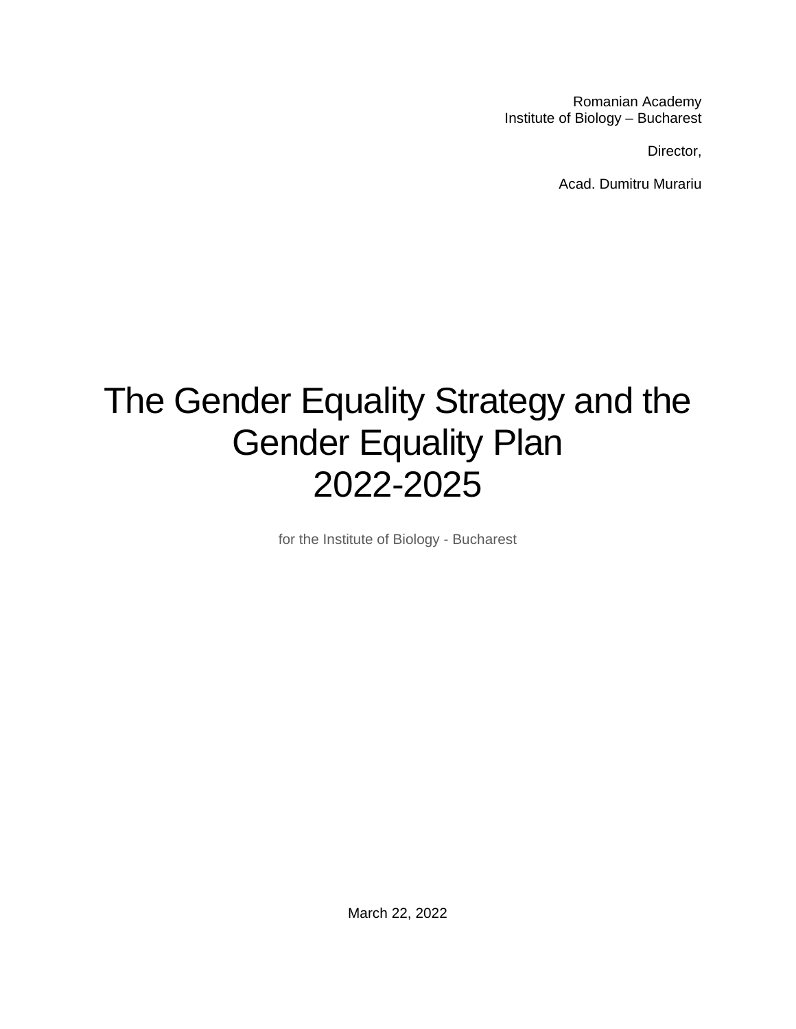Romanian Academy
Institute of Biology – Bucharest

Director,

Acad. Dumitru Murariu

# The Gender Equality Strategy and the Gender Equality Plan 2022-2025

for the Institute of Biology - Bucharest

March 22, 2022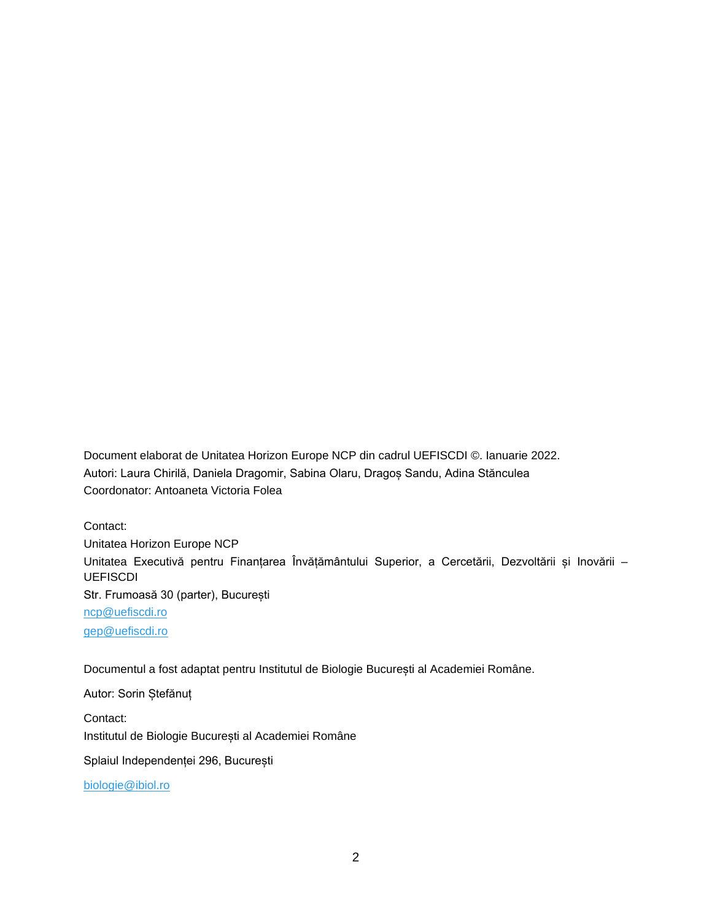Document elaborat de Unitatea Horizon Europe NCP din cadrul UEFISCDI ©. Ianuarie 2022.
Autori: Laura Chirilă, Daniela Dragomir, Sabina Olaru, Dragoș Sandu, Adina Stănculea
Coordonator: Antoaneta Victoria Folea

Contact:
Unitatea Horizon Europe NCP
Unitatea Executivă pentru Finanțarea Învățământului Superior, a Cercetării, Dezvoltării și Inovării – UEFISCDI
Str. Frumoasă 30 (parter), București
ncp@uefiscdi.ro
gep@uefiscdi.ro

Documentul a fost adaptat pentru Institutul de Biologie București al Academiei Române.

Autor: Sorin Ștefănuț

Contact:
Institutul de Biologie București al Academiei Române

Splaiul Independenței 296, București

biologie@ibiol.ro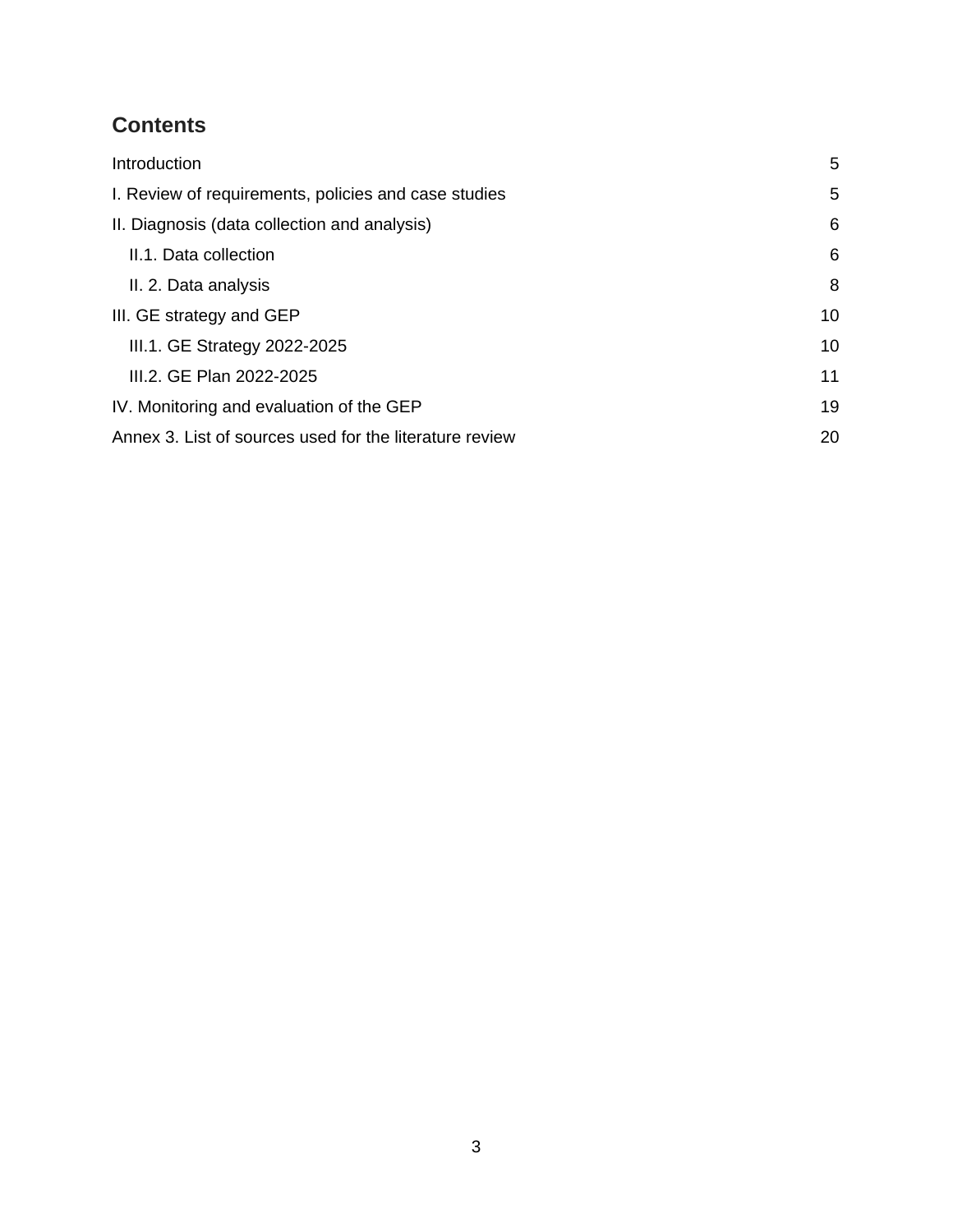## Contents

| | |
|---|---|
| Introduction | 5 |
| I. Review of requirements, policies and case studies | 5 |
| II. Diagnosis (data collection and analysis) | 6 |
| II.1. Data collection | 6 |
| II. 2. Data analysis | 8 |
| III. GE strategy and GEP | 10 |
| III.1. GE Strategy 2022-2025 | 10 |
| III.2. GE Plan 2022-2025 | 11 |
| IV. Monitoring and evaluation of the GEP | 19 |
| Annex 3. List of sources used for the literature review | 20 |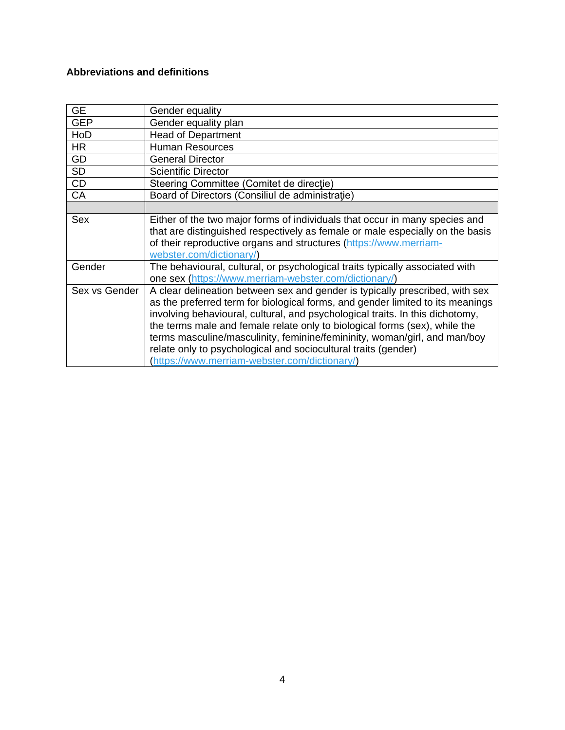**Abbreviations and definitions**

| | |
|---|---|
| GE | Gender equality |
| GEP | Gender equality plan |
| HoD | Head of Department |
| HR | Human Resources |
| GD | General Director |
| SD | Scientific Director |
| CD | Steering Committee (Comitet de direcţie) |
| CA | Board of Directors (Consiliul de administraţie) |
| | |
| Sex | Either of the two major forms of individuals that occur in many species and that are distinguished respectively as female or male especially on the basis of their reproductive organs and structures (https://www.merriam-webster.com/dictionary/) |
| Gender | The behavioural, cultural, or psychological traits typically associated with one sex (https://www.merriam-webster.com/dictionary/) |
| Sex vs Gender | A clear delineation between sex and gender is typically prescribed, with sex as the preferred term for biological forms, and gender limited to its meanings involving behavioural, cultural, and psychological traits. In this dichotomy, the terms male and female relate only to biological forms (sex), while the terms masculine/masculinity, feminine/femininity, woman/girl, and man/boy relate only to psychological and sociocultural traits (gender) (https://www.merriam-webster.com/dictionary/) |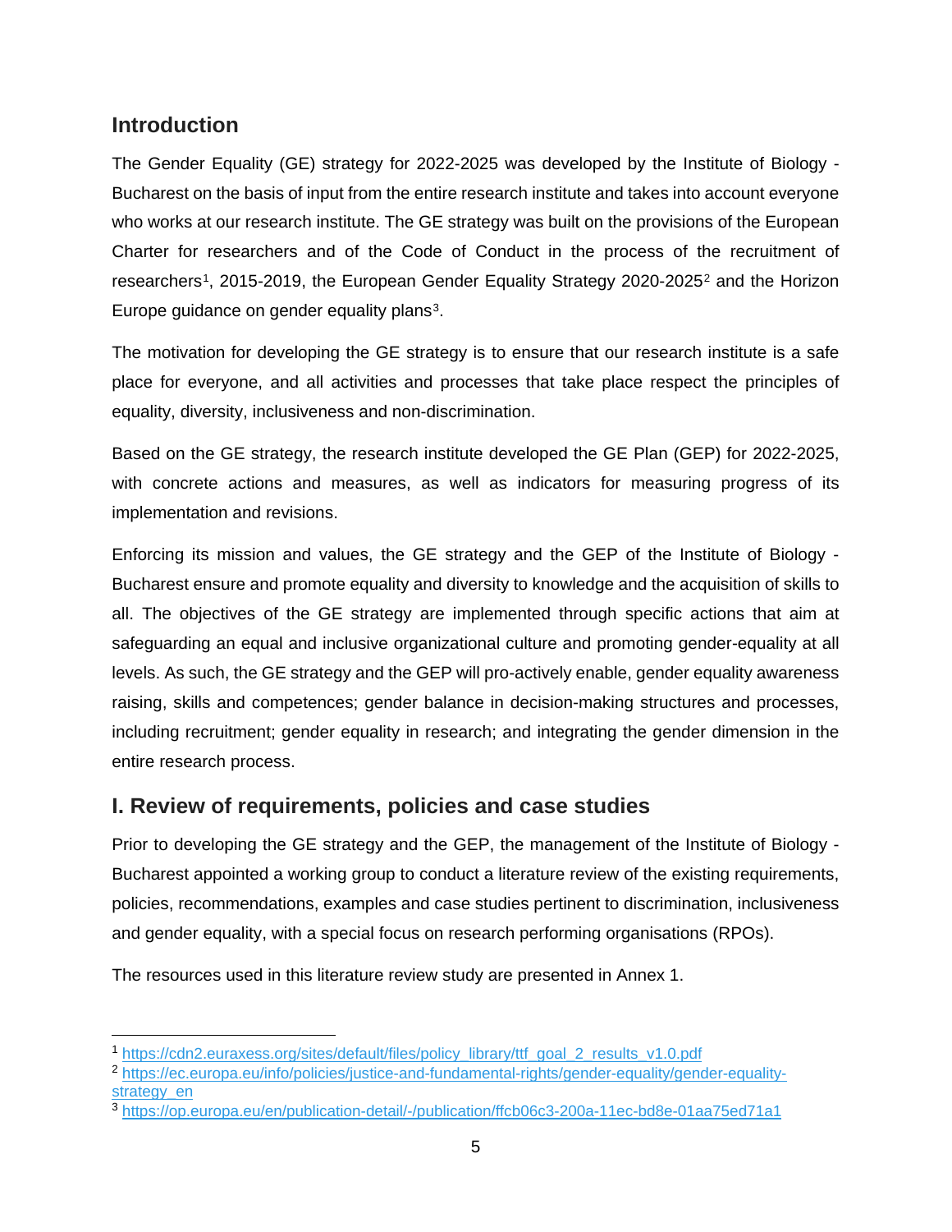## Introduction

The Gender Equality (GE) strategy for 2022-2025 was developed by the Institute of Biology - Bucharest on the basis of input from the entire research institute and takes into account everyone who works at our research institute. The GE strategy was built on the provisions of the European Charter for researchers and of the Code of Conduct in the process of the recruitment of researchers[1], 2015-2019, the European Gender Equality Strategy 2020-2025[2] and the Horizon Europe guidance on gender equality plans[3].

The motivation for developing the GE strategy is to ensure that our research institute is a safe place for everyone, and all activities and processes that take place respect the principles of equality, diversity, inclusiveness and non-discrimination.

Based on the GE strategy, the research institute developed the GE Plan (GEP) for 2022-2025, with concrete actions and measures, as well as indicators for measuring progress of its implementation and revisions.

Enforcing its mission and values, the GE strategy and the GEP of the Institute of Biology - Bucharest ensure and promote equality and diversity to knowledge and the acquisition of skills to all. The objectives of the GE strategy are implemented through specific actions that aim at safeguarding an equal and inclusive organizational culture and promoting gender-equality at all levels. As such, the GE strategy and the GEP will pro-actively enable, gender equality awareness raising, skills and competences; gender balance in decision-making structures and processes, including recruitment; gender equality in research; and integrating the gender dimension in the entire research process.

## I. Review of requirements, policies and case studies

Prior to developing the GE strategy and the GEP, the management of the Institute of Biology - Bucharest appointed a working group to conduct a literature review of the existing requirements, policies, recommendations, examples and case studies pertinent to discrimination, inclusiveness and gender equality, with a special focus on research performing organisations (RPOs).

The resources used in this literature review study are presented in Annex 1.

---

[1] https://cdn2.euraxess.org/sites/default/files/policy_library/ttf_goal_2_results_v1.0.pdf

[2] https://ec.europa.eu/info/policies/justice-and-fundamental-rights/gender-equality/gender-equality-strategy_en

[3] https://op.europa.eu/en/publication-detail/-/publication/ffcb06c3-200a-11ec-bd8e-01aa75ed71a1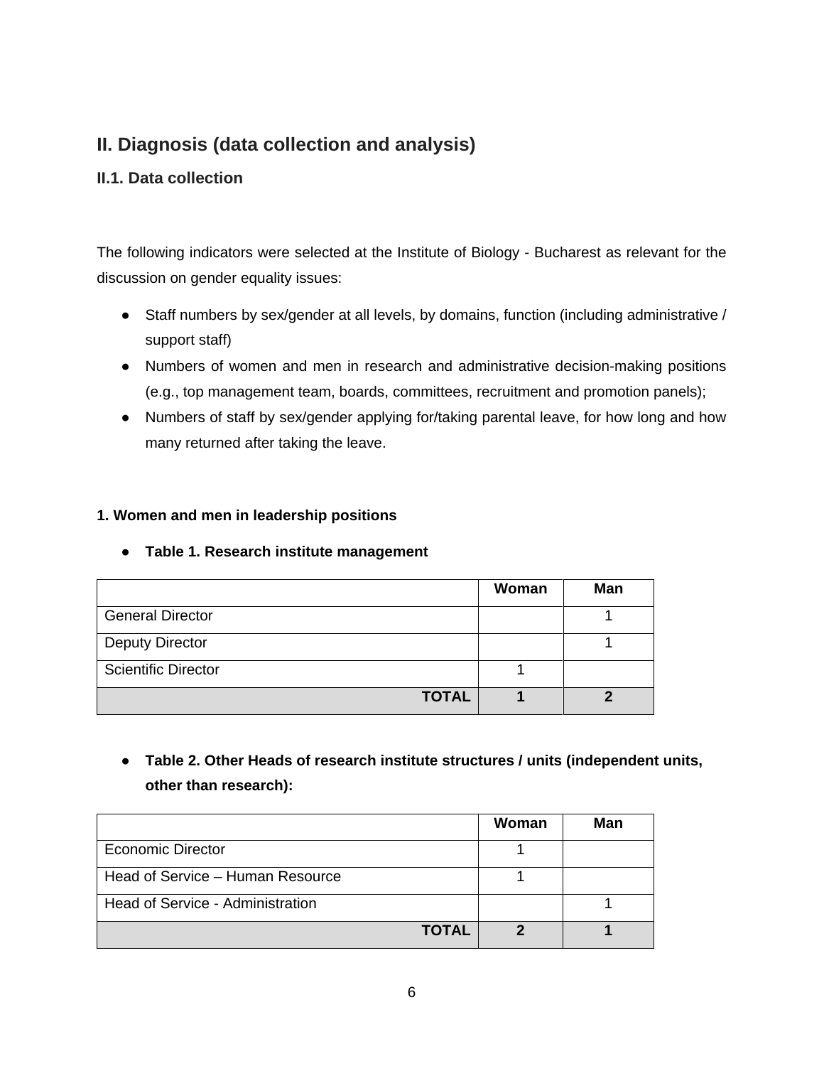## II. Diagnosis (data collection and analysis)

### II.1. Data collection

The following indicators were selected at the Institute of Biology - Bucharest as relevant for the discussion on gender equality issues:

- Staff numbers by sex/gender at all levels, by domains, function (including administrative / support staff)
- Numbers of women and men in research and administrative decision-making positions (e.g., top management team, boards, committees, recruitment and promotion panels);
- Numbers of staff by sex/gender applying for/taking parental leave, for how long and how many returned after taking the leave.

**1. Women and men in leadership positions**

- **Table 1. Research institute management**

| | Woman | Man |
|---|---|---|
| General Director | | 1 |
| Deputy Director | | 1 |
| Scientific Director | 1 | |
| **TOTAL** | **1** | **2** |

- **Table 2. Other Heads of research institute structures / units (independent units, other than research):**

| | Woman | Man |
|---|---|---|
| Economic Director | 1 | |
| Head of Service – Human Resource | 1 | |
| Head of Service - Administration | | 1 |
| **TOTAL** | **2** | **1** |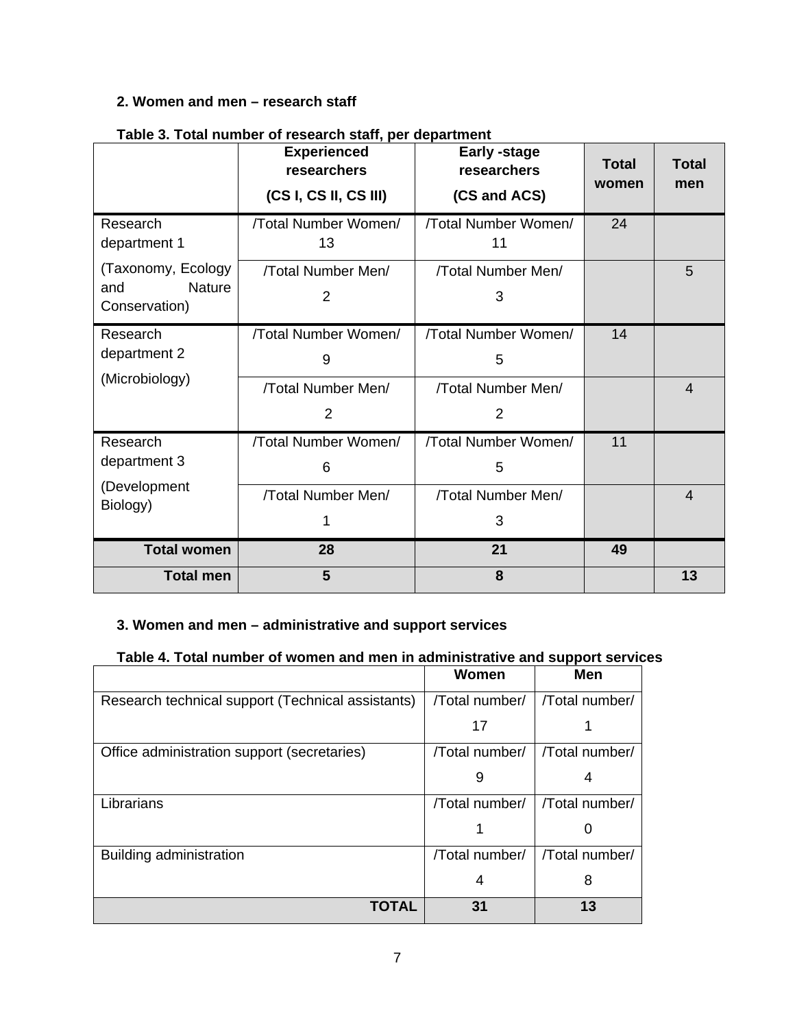### 2. Women and men – research staff

**Table 3. Total number of research staff, per department**

| | **Experienced researchers (CS I, CS II, CS III)** | **Early -stage researchers (CS and ACS)** | **Total women** | **Total men** |
|---|---|---|---|---|
| Research department 1 (Taxonomy, Ecology and Nature Conservation) | /Total Number Women/ 13 | /Total Number Women/ 11 | 24 | |
| | /Total Number Men/ 2 | /Total Number Men/ 3 | | 5 |
| Research department 2 (Microbiology) | /Total Number Women/ 9 | /Total Number Women/ 5 | 14 | |
| | /Total Number Men/ 2 | /Total Number Men/ 2 | | 4 |
| Research department 3 (Development Biology) | /Total Number Women/ 6 | /Total Number Women/ 5 | 11 | |
| | /Total Number Men/ 1 | /Total Number Men/ 3 | | 4 |
| **Total women** | **28** | **21** | **49** | |
| **Total men** | **5** | **8** | | **13** |

### 3. Women and men – administrative and support services

**Table 4. Total number of women and men in administrative and support services**

| | **Women** | **Men** |
|---|---|---|
| Research technical support (Technical assistants) | /Total number/ 17 | /Total number/ 1 |
| Office administration support (secretaries) | /Total number/ 9 | /Total number/ 4 |
| Librarians | /Total number/ 1 | /Total number/ 0 |
| Building administration | /Total number/ 4 | /Total number/ 8 |
| **TOTAL** | **31** | **13** |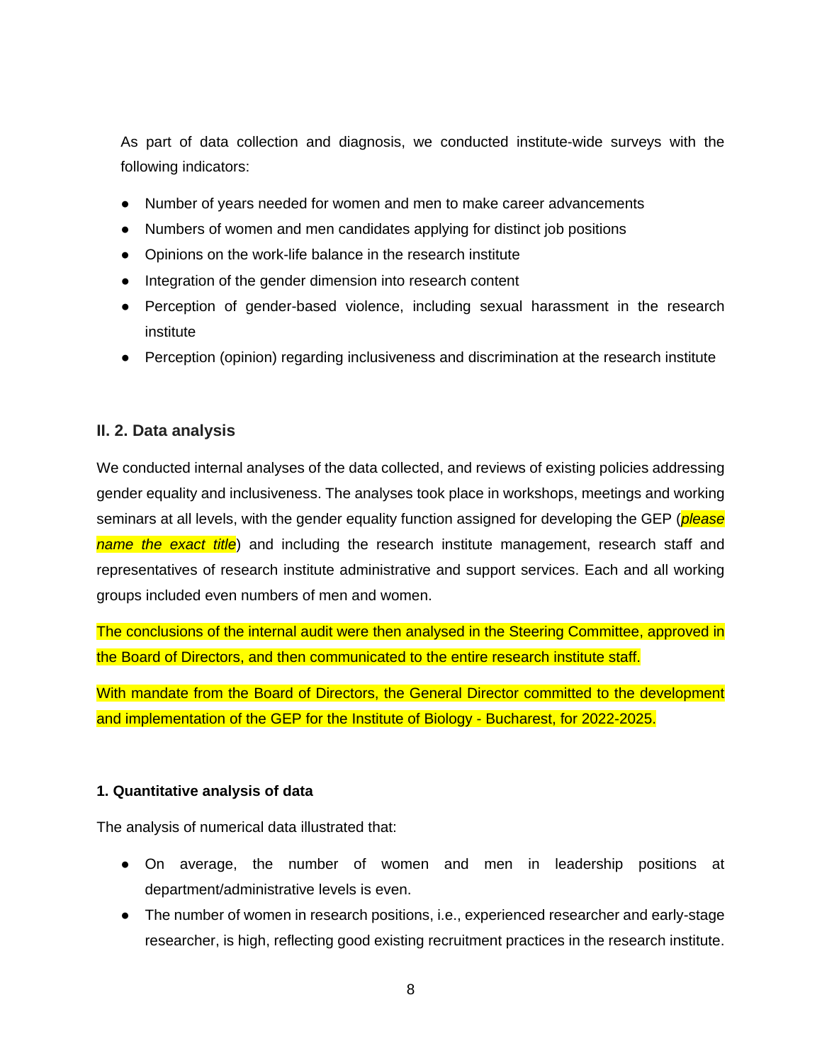As part of data collection and diagnosis, we conducted institute-wide surveys with the following indicators:

- Number of years needed for women and men to make career advancements
- Numbers of women and men candidates applying for distinct job positions
- Opinions on the work-life balance in the research institute
- Integration of the gender dimension into research content
- Perception of gender-based violence, including sexual harassment in the research institute
- Perception (opinion) regarding inclusiveness and discrimination at the research institute

### II. 2. Data analysis

We conducted internal analyses of the data collected, and reviews of existing policies addressing gender equality and inclusiveness. The analyses took place in workshops, meetings and working seminars at all levels, with the gender equality function assigned for developing the GEP (*please name the exact title*) and including the research institute management, research staff and representatives of research institute administrative and support services. Each and all working groups included even numbers of men and women.

The conclusions of the internal audit were then analysed in the Steering Committee, approved in the Board of Directors, and then communicated to the entire research institute staff.

With mandate from the Board of Directors, the General Director committed to the development and implementation of the GEP for the Institute of Biology - Bucharest, for 2022-2025.

#### 1. Quantitative analysis of data

The analysis of numerical data illustrated that:

- On average, the number of women and men in leadership positions at department/administrative levels is even.
- The number of women in research positions, i.e., experienced researcher and early-stage researcher, is high, reflecting good existing recruitment practices in the research institute.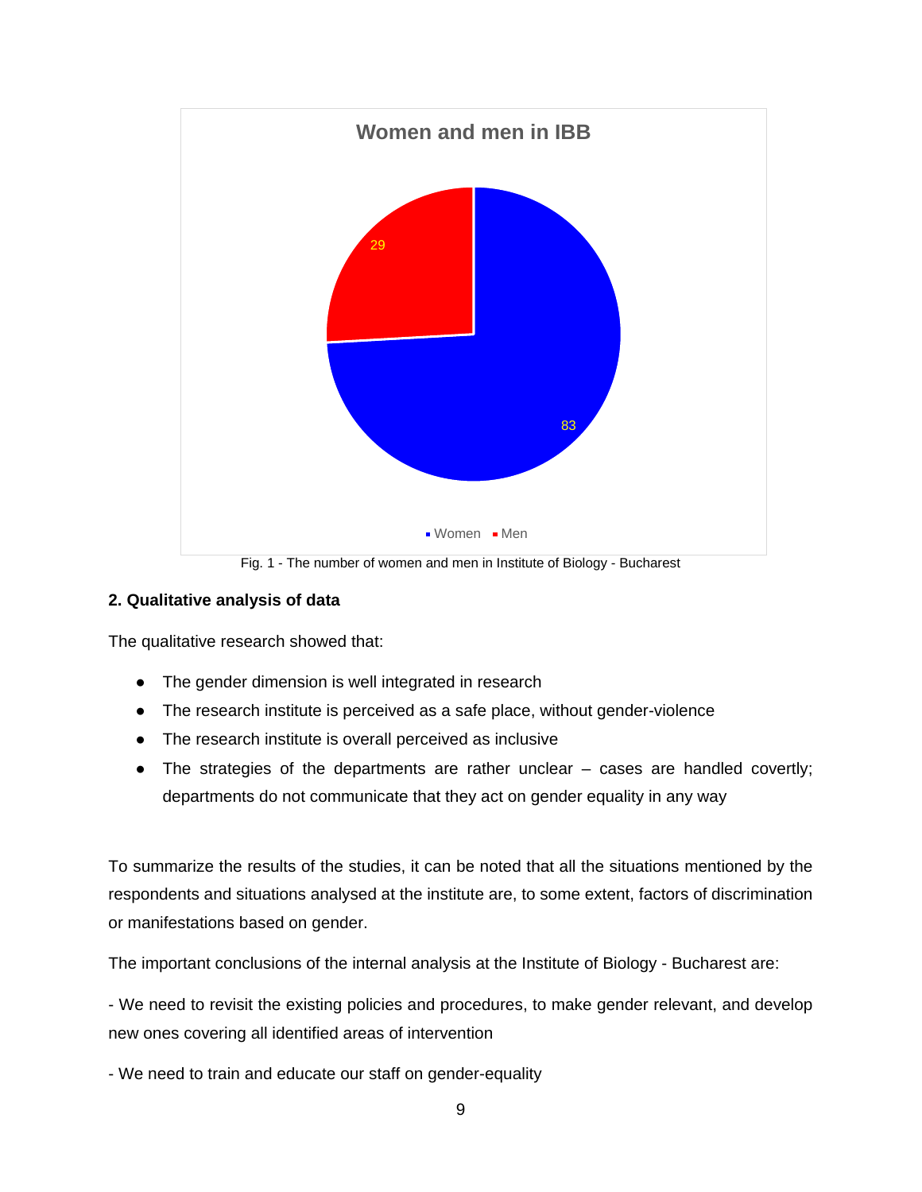Women and men in IBB

29

83

Women Men

Fig. 1 - The number of women and men in Institute of Biology - Bucharest

**2. Qualitative analysis of data**

The qualitative research showed that:

- The gender dimension is well integrated in research
- The research institute is perceived as a safe place, without gender-violence
- The research institute is overall perceived as inclusive
- The strategies of the departments are rather unclear – cases are handled covertly; departments do not communicate that they act on gender equality in any way

To summarize the results of the studies, it can be noted that all the situations mentioned by the respondents and situations analysed at the institute are, to some extent, factors of discrimination or manifestations based on gender.

The important conclusions of the internal analysis at the Institute of Biology - Bucharest are:

- We need to revisit the existing policies and procedures, to make gender relevant, and develop new ones covering all identified areas of intervention

- We need to train and educate our staff on gender-equality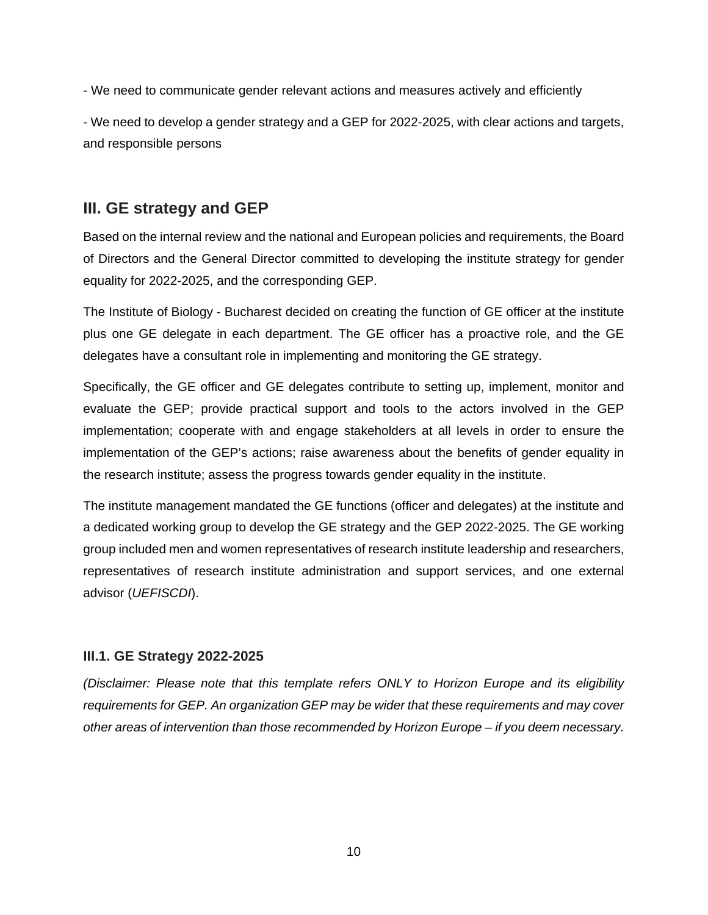- We need to communicate gender relevant actions and measures actively and efficiently

- We need to develop a gender strategy and a GEP for 2022-2025, with clear actions and targets, and responsible persons

## III. GE strategy and GEP

Based on the internal review and the national and European policies and requirements, the Board of Directors and the General Director committed to developing the institute strategy for gender equality for 2022-2025, and the corresponding GEP.

The Institute of Biology - Bucharest decided on creating the function of GE officer at the institute plus one GE delegate in each department. The GE officer has a proactive role, and the GE delegates have a consultant role in implementing and monitoring the GE strategy.

Specifically, the GE officer and GE delegates contribute to setting up, implement, monitor and evaluate the GEP; provide practical support and tools to the actors involved in the GEP implementation; cooperate with and engage stakeholders at all levels in order to ensure the implementation of the GEP's actions; raise awareness about the benefits of gender equality in the research institute; assess the progress towards gender equality in the institute.

The institute management mandated the GE functions (officer and delegates) at the institute and a dedicated working group to develop the GE strategy and the GEP 2022-2025. The GE working group included men and women representatives of research institute leadership and researchers, representatives of research institute administration and support services, and one external advisor (*UEFISCDI*).

### III.1. GE Strategy 2022-2025

*(Disclaimer: Please note that this template refers ONLY to Horizon Europe and its eligibility requirements for GEP. An organization GEP may be wider that these requirements and may cover other areas of intervention than those recommended by Horizon Europe – if you deem necessary.*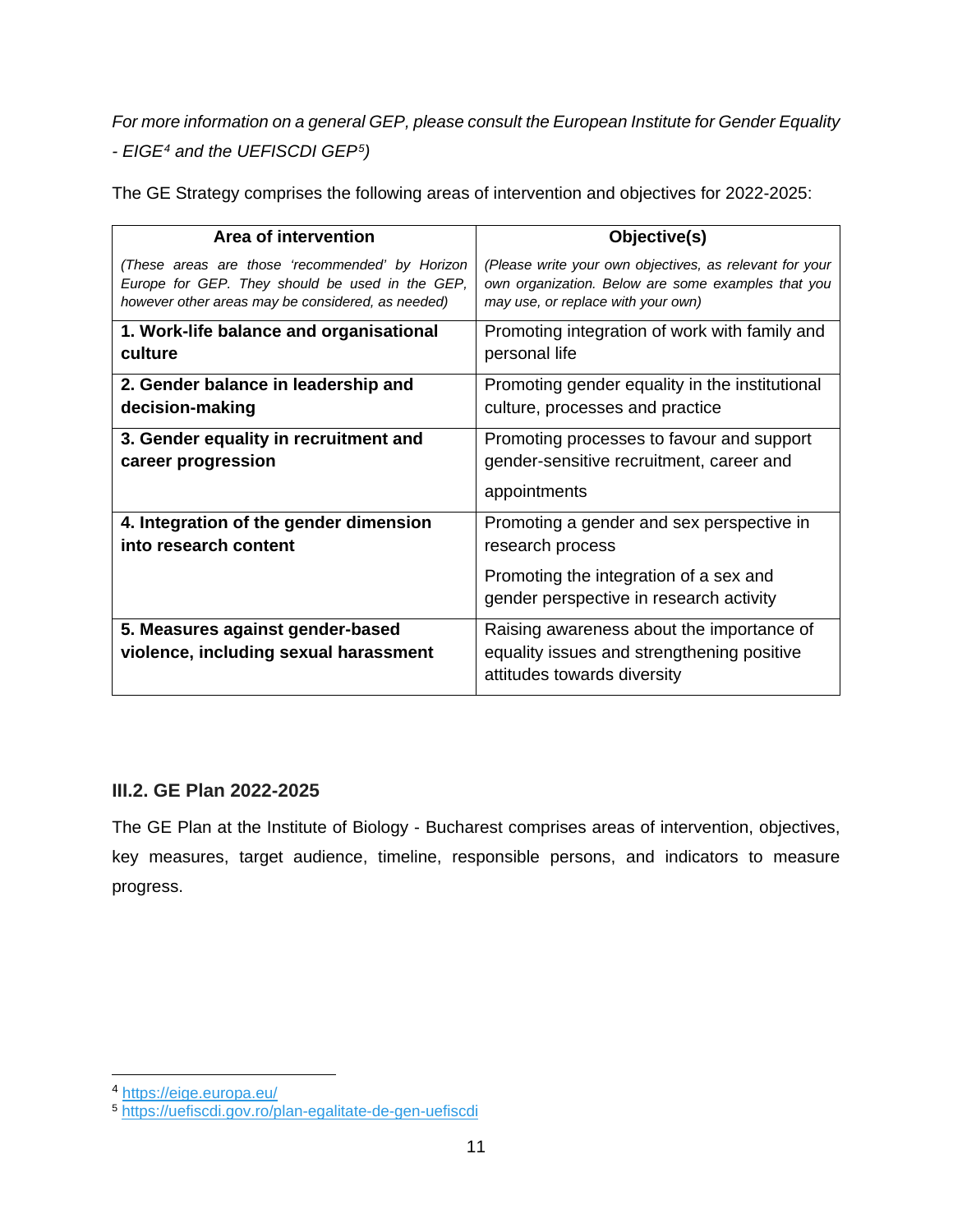*For more information on a general GEP, please consult the European Institute for Gender Equality - EIGE[4] and the UEFISCDI GEP[5])*

The GE Strategy comprises the following areas of intervention and objectives for 2022-2025:

| **Area of intervention**<br>*(These areas are those 'recommended' by Horizon Europe for GEP. They should be used in the GEP, however other areas may be considered, as needed)* | **Objective(s)**<br>*(Please write your own objectives, as relevant for your own organization. Below are some examples that you may use, or replace with your own)* |
|---|---|
| **1. Work-life balance and organisational culture** | Promoting integration of work with family and personal life |
| **2. Gender balance in leadership and decision-making** | Promoting gender equality in the institutional culture, processes and practice |
| **3. Gender equality in recruitment and career progression** | Promoting processes to favour and support gender-sensitive recruitment, career and appointments |
| **4. Integration of the gender dimension into research content** | Promoting a gender and sex perspective in research process<br>Promoting the integration of a sex and gender perspective in research activity |
| **5. Measures against gender-based violence, including sexual harassment** | Raising awareness about the importance of equality issues and strengthening positive attitudes towards diversity |

### III.2. GE Plan 2022-2025

The GE Plan at the Institute of Biology - Bucharest comprises areas of intervention, objectives, key measures, target audience, timeline, responsible persons, and indicators to measure progress.

---

[4] https://eige.europa.eu/

[5] https://uefiscdi.gov.ro/plan-egalitate-de-gen-uefiscdi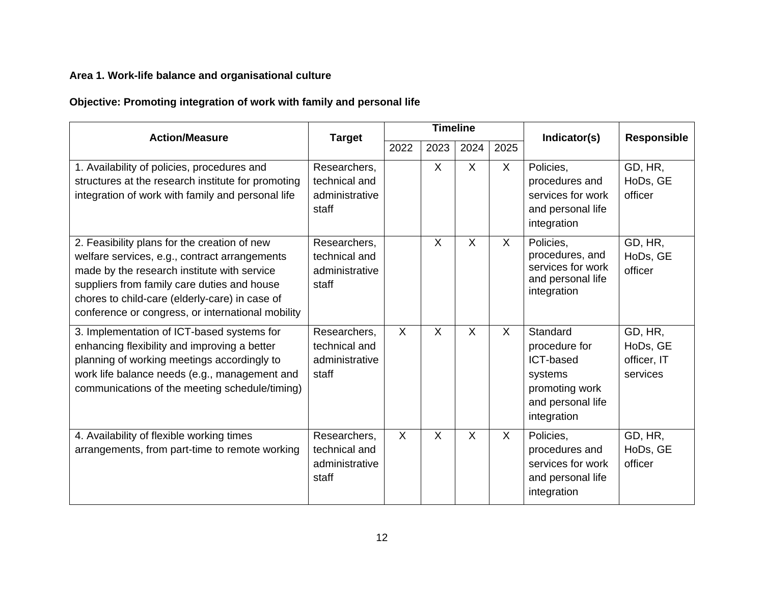**Area 1. Work-life balance and organisational culture**

**Objective: Promoting integration of work with family and personal life**

| Action/Measure | Target | Timeline | | | | Indicator(s) | Responsible |
|---|---|---|---|---|---|---|---|
| | | 2022 | 2023 | 2024 | 2025 | | |
| 1. Availability of policies, procedures and structures at the research institute for promoting integration of work with family and personal life | Researchers, technical and administrative staff | | X | X | X | Policies, procedures and services for work and personal life integration | GD, HR, HoDs, GE officer |
| 2. Feasibility plans for the creation of new welfare services, e.g., contract arrangements made by the research institute with service suppliers from family care duties and house chores to child-care (elderly-care) in case of conference or congress, or international mobility | Researchers, technical and administrative staff | | X | X | X | Policies, procedures, and services for work and personal life integration | GD, HR, HoDs, GE officer |
| 3. Implementation of ICT-based systems for enhancing flexibility and improving a better planning of working meetings accordingly to work life balance needs (e.g., management and communications of the meeting schedule/timing) | Researchers, technical and administrative staff | X | X | X | X | Standard procedure for ICT-based systems promoting work and personal life integration | GD, HR, HoDs, GE officer, IT services |
| 4. Availability of flexible working times arrangements, from part-time to remote working | Researchers, technical and administrative staff | X | X | X | X | Policies, procedures and services for work and personal life integration | GD, HR, HoDs, GE officer |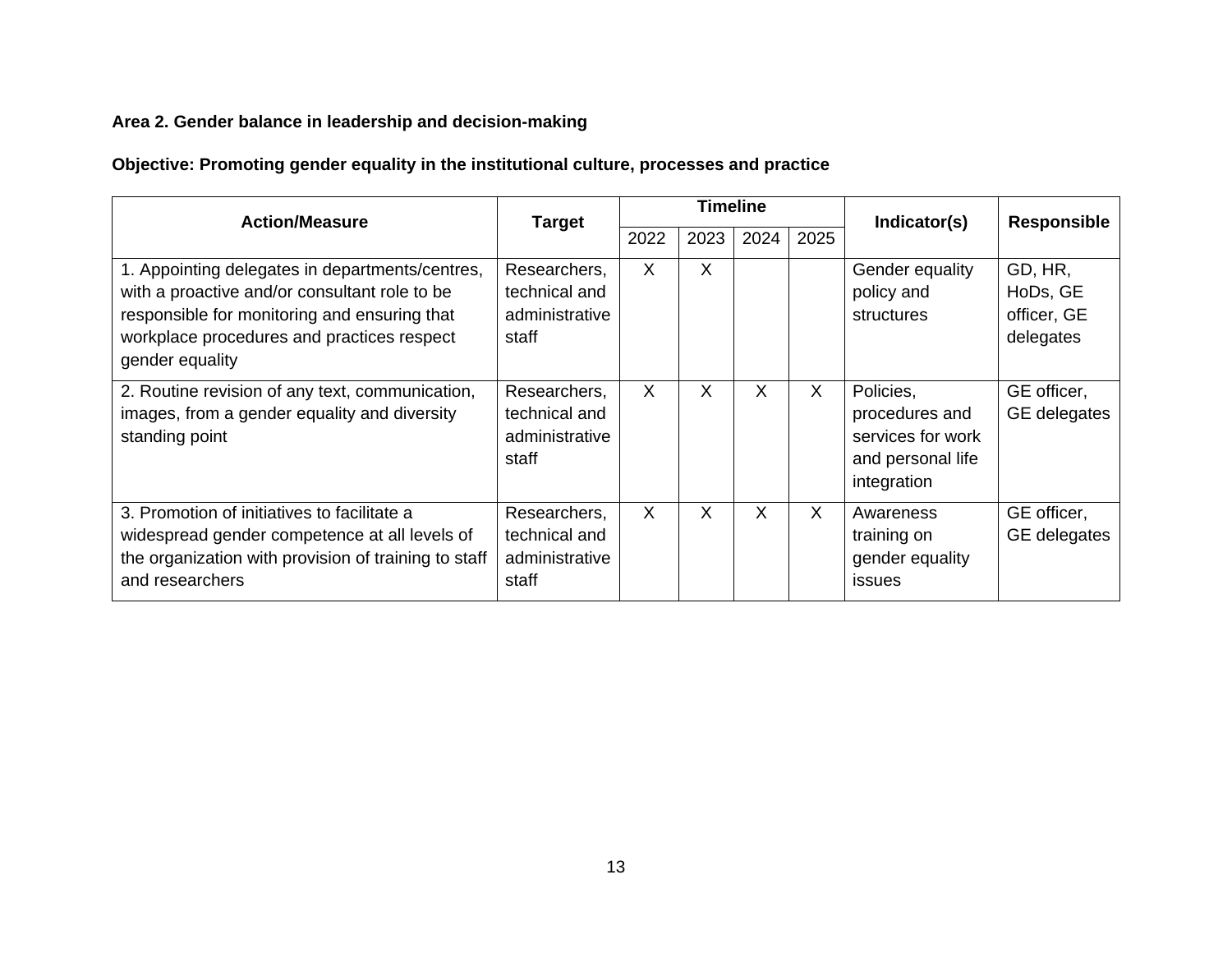**Area 2. Gender balance in leadership and decision-making**

**Objective: Promoting gender equality in the institutional culture, processes and practice**

| Action/Measure | Target | Timeline | | | | Indicator(s) | Responsible |
|---|---|---|---|---|---|---|---|
| | | 2022 | 2023 | 2024 | 2025 | | |
| 1. Appointing delegates in departments/centres, with a proactive and/or consultant role to be responsible for monitoring and ensuring that workplace procedures and practices respect gender equality | Researchers, technical and administrative staff | X | X | | | Gender equality policy and structures | GD, HR, HoDs, GE officer, GE delegates |
| 2. Routine revision of any text, communication, images, from a gender equality and diversity standing point | Researchers, technical and administrative staff | X | X | X | X | Policies, procedures and services for work and personal life integration | GE officer, GE delegates |
| 3. Promotion of initiatives to facilitate a widespread gender competence at all levels of the organization with provision of training to staff and researchers | Researchers, technical and administrative staff | X | X | X | X | Awareness training on gender equality issues | GE officer, GE delegates |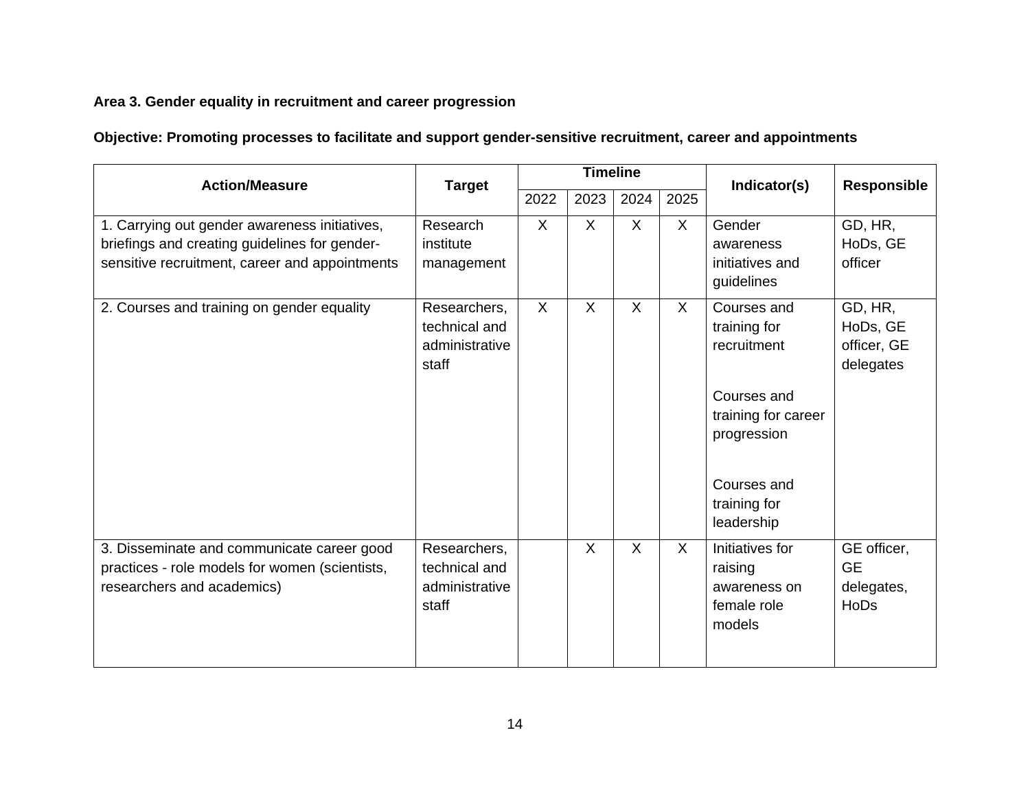**Area 3. Gender equality in recruitment and career progression**

**Objective: Promoting processes to facilitate and support gender-sensitive recruitment, career and appointments**

| Action/Measure | Target | Timeline | | | | Indicator(s) | Responsible |
|---|---|---|---|---|---|---|---|
| | | 2022 | 2023 | 2024 | 2025 | | |
| 1. Carrying out gender awareness initiatives, briefings and creating guidelines for gender-sensitive recruitment, career and appointments | Research institute management | X | X | X | X | Gender awareness initiatives and guidelines | GD, HR, HoDs, GE officer |
| 2. Courses and training on gender equality | Researchers, technical and administrative staff | X | X | X | X | Courses and training for recruitment<br><br>Courses and training for career progression<br><br>Courses and training for leadership | GD, HR, HoDs, GE officer, GE delegates |
| 3. Disseminate and communicate career good practices - role models for women (scientists, researchers and academics) | Researchers, technical and administrative staff | | X | X | X | Initiatives for raising awareness on female role models | GE officer, GE delegates, HoDs |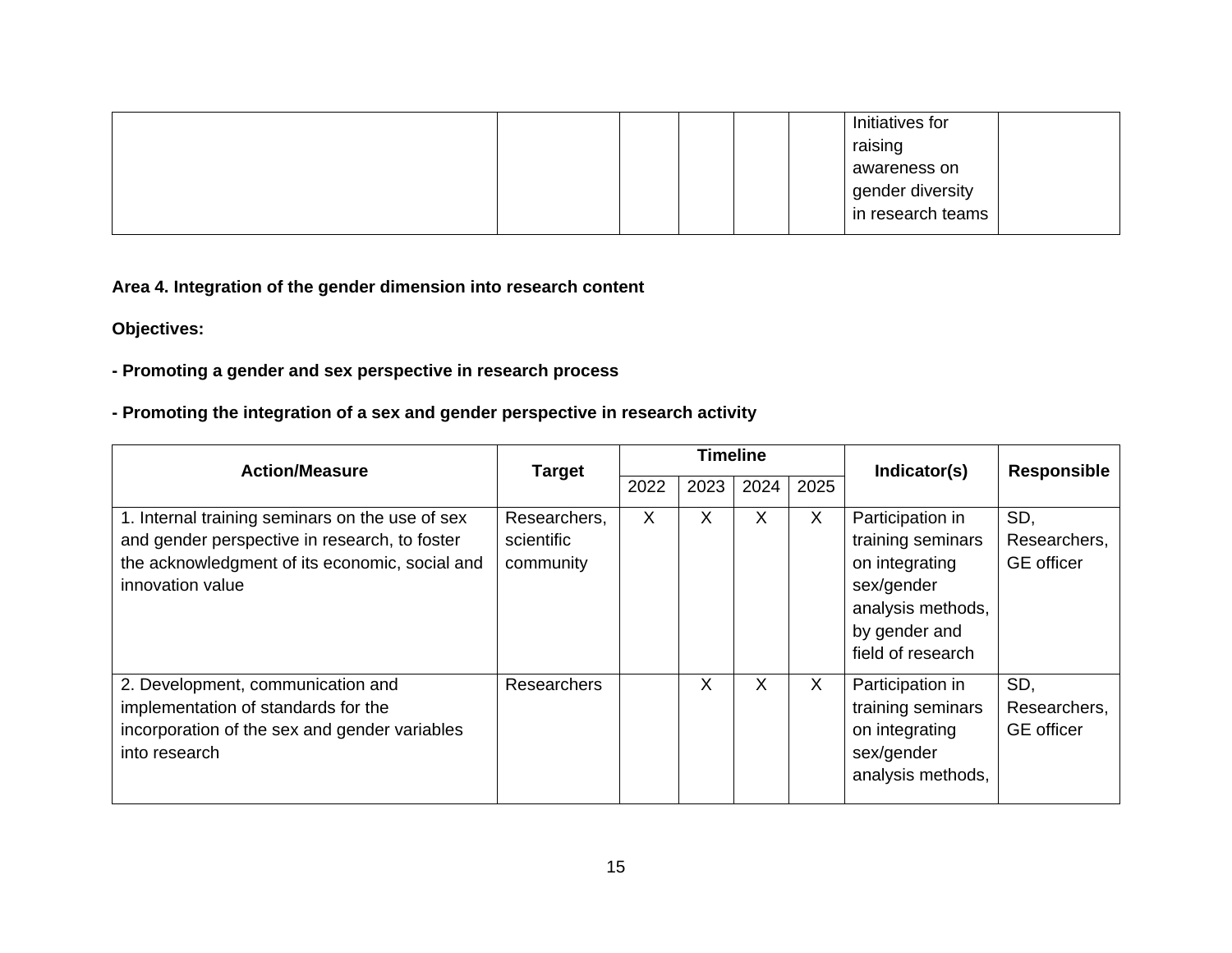| | | | | | | | |
|---|---|---|---|---|---|---|---|
| | | | | | | Initiatives for raising awareness on gender diversity in research teams | |

**Area 4. Integration of the gender dimension into research content**

**Objectives:**

**- Promoting a gender and sex perspective in research process**

**- Promoting the integration of a sex and gender perspective in research activity**

| Action/Measure | Target | Timeline | | | | Indicator(s) | Responsible |
|---|---|---|---|---|---|---|---|
| | | 2022 | 2023 | 2024 | 2025 | | |
| 1. Internal training seminars on the use of sex and gender perspective in research, to foster the acknowledgment of its economic, social and innovation value | Researchers, scientific community | X | X | X | X | Participation in training seminars on integrating sex/gender analysis methods, by gender and field of research | SD, Researchers, GE officer |
| 2. Development, communication and implementation of standards for the incorporation of the sex and gender variables into research | Researchers | | X | X | X | Participation in training seminars on integrating sex/gender analysis methods, | SD, Researchers, GE officer |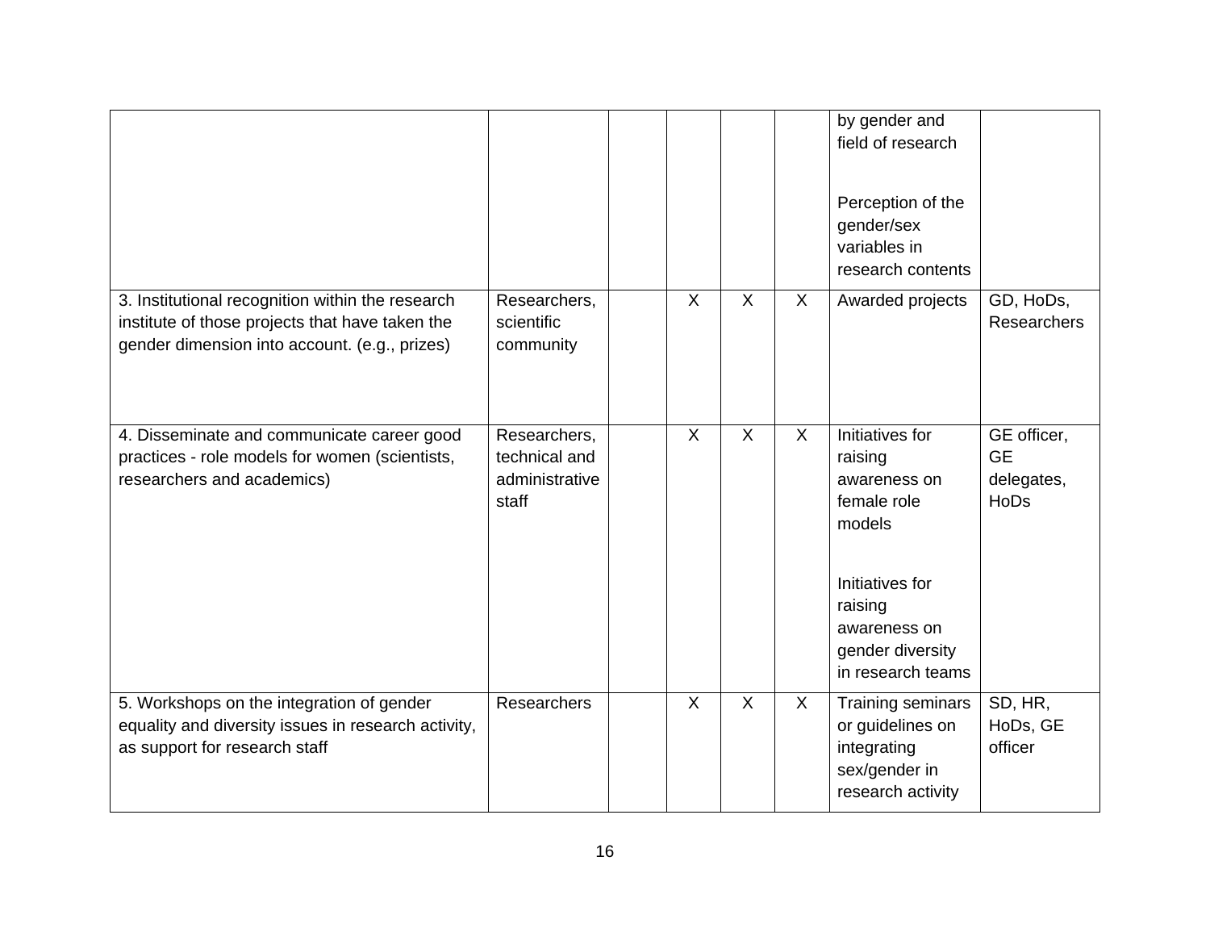| | | | | | | | |
|---|---|---|---|---|---|---|---|
| | | | | | | by gender and field of research<br><br>Perception of the gender/sex variables in research contents | |
| 3. Institutional recognition within the research institute of those projects that have taken the gender dimension into account. (e.g., prizes) | Researchers, scientific community | | X | X | X | Awarded projects | GD, HoDs, Researchers |
| 4. Disseminate and communicate career good practices - role models for women (scientists, researchers and academics) | Researchers, technical and administrative staff | | X | X | X | Initiatives for raising awareness on female role models<br><br>Initiatives for raising awareness on gender diversity in research teams | GE officer, GE delegates, HoDs |
| 5. Workshops on the integration of gender equality and diversity issues in research activity, as support for research staff | Researchers | | X | X | X | Training seminars or guidelines on integrating sex/gender in research activity | SD, HR, HoDs, GE officer |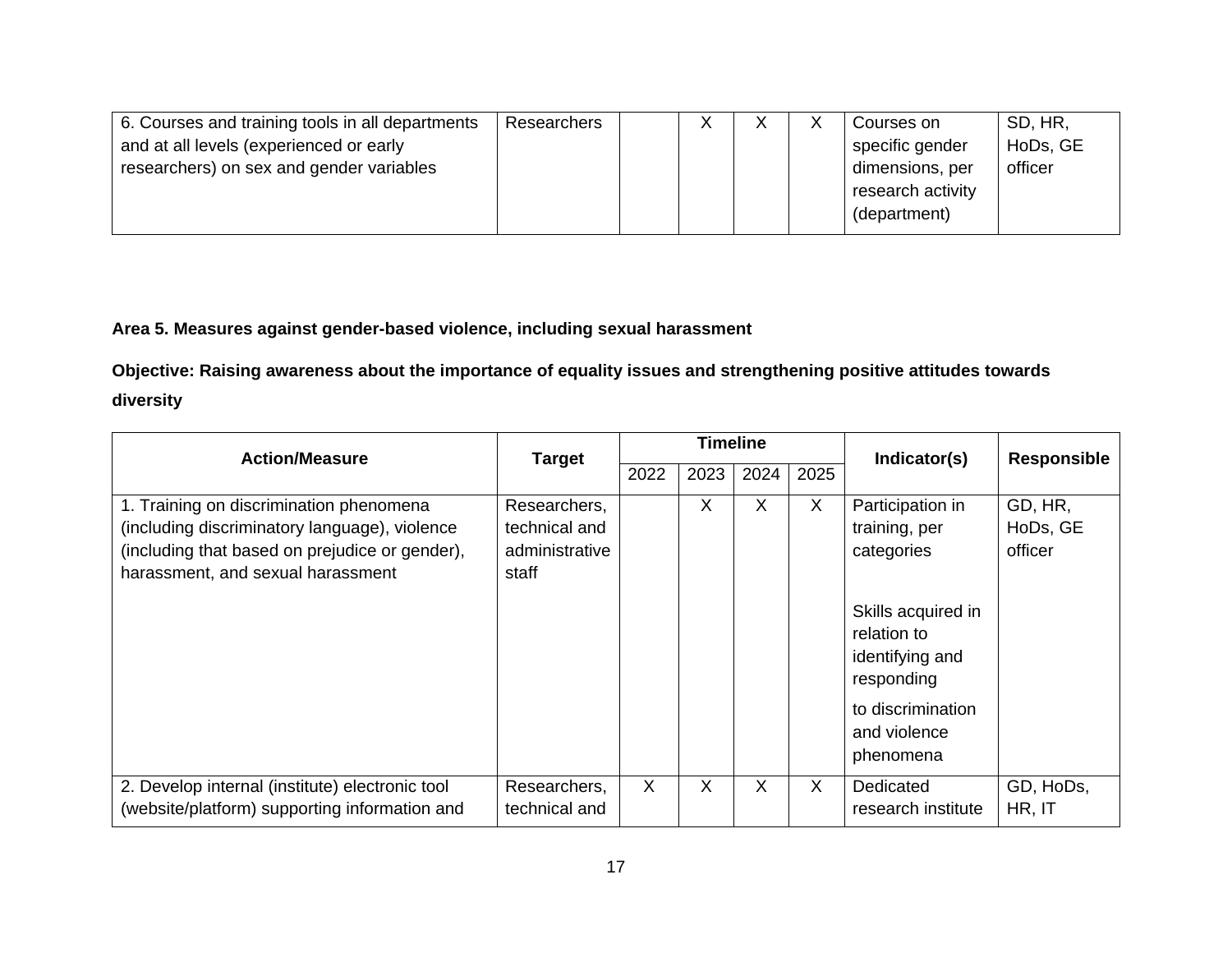| | | | | | | | |
|---|---|---|---|---|---|---|---|
| 6. Courses and training tools in all departments and at all levels (experienced or early researchers) on sex and gender variables | Researchers | | X | X | X | Courses on specific gender dimensions, per research activity (department) | SD, HR, HoDs, GE officer |

**Area 5. Measures against gender-based violence, including sexual harassment**

**Objective: Raising awareness about the importance of equality issues and strengthening positive attitudes towards diversity**

| Action/Measure | Target | Timeline | | | | Indicator(s) | Responsible |
|---|---|---|---|---|---|---|---|
| | | 2022 | 2023 | 2024 | 2025 | | |
| 1. Training on discrimination phenomena (including discriminatory language), violence (including that based on prejudice or gender), harassment, and sexual harassment | Researchers, technical and administrative staff | | X | X | X | Participation in training, per categories<br><br>Skills acquired in relation to identifying and responding to discrimination and violence phenomena | GD, HR, HoDs, GE officer |
| 2. Develop internal (institute) electronic tool (website/platform) supporting information and | Researchers, technical and | X | X | X | X | Dedicated research institute | GD, HoDs, HR, IT |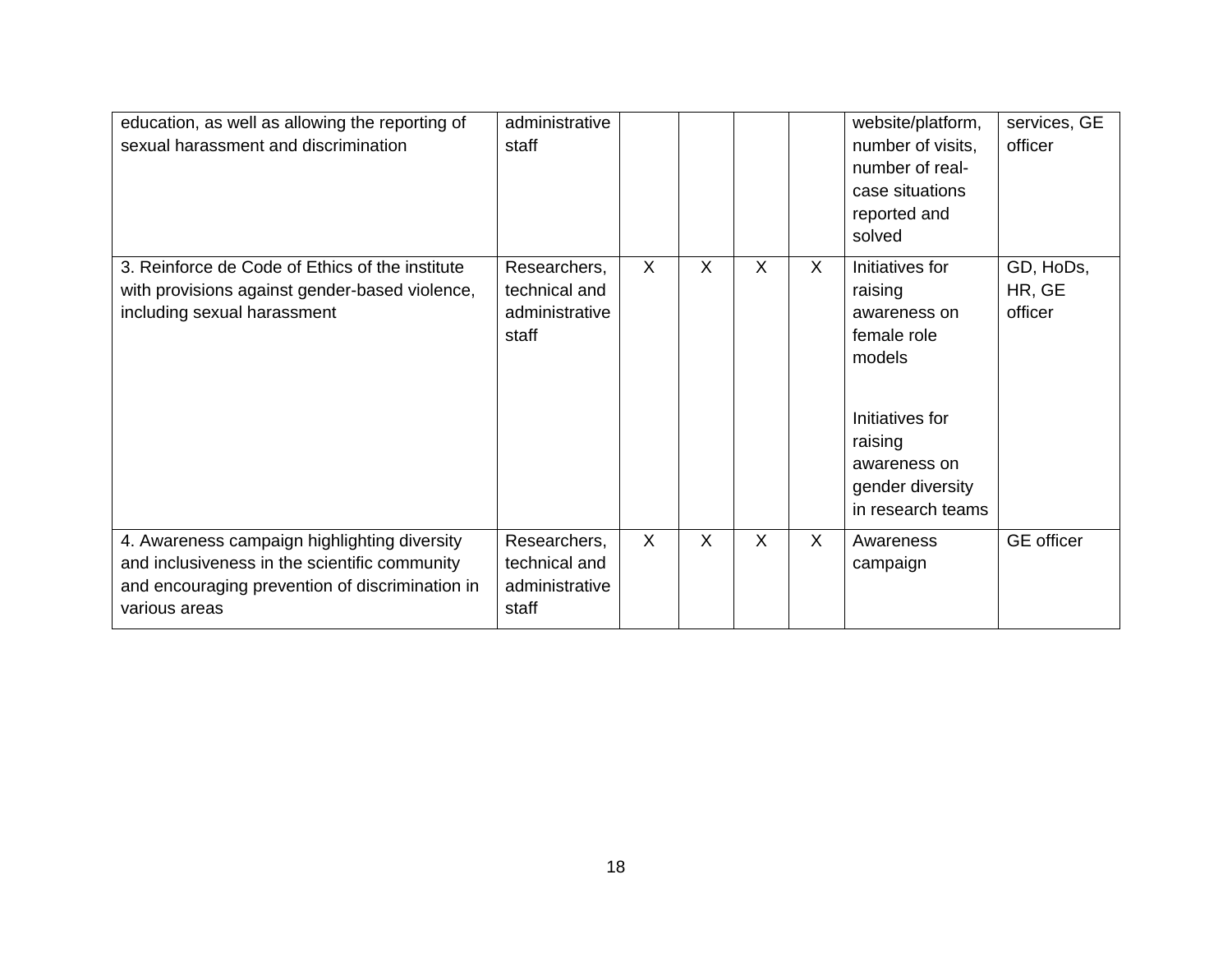| | | | | | | | |
|---|---|---|---|---|---|---|---|
| education, as well as allowing the reporting of sexual harassment and discrimination | administrative staff | | | | | website/platform, number of visits, number of real-case situations reported and solved | services, GE officer |
| 3. Reinforce de Code of Ethics of the institute with provisions against gender-based violence, including sexual harassment | Researchers, technical and administrative staff | X | X | X | X | Initiatives for raising awareness on female role models<br><br>Initiatives for raising awareness on gender diversity in research teams | GD, HoDs, HR, GE officer |
| 4. Awareness campaign highlighting diversity and inclusiveness in the scientific community and encouraging prevention of discrimination in various areas | Researchers, technical and administrative staff | X | X | X | X | Awareness campaign | GE officer |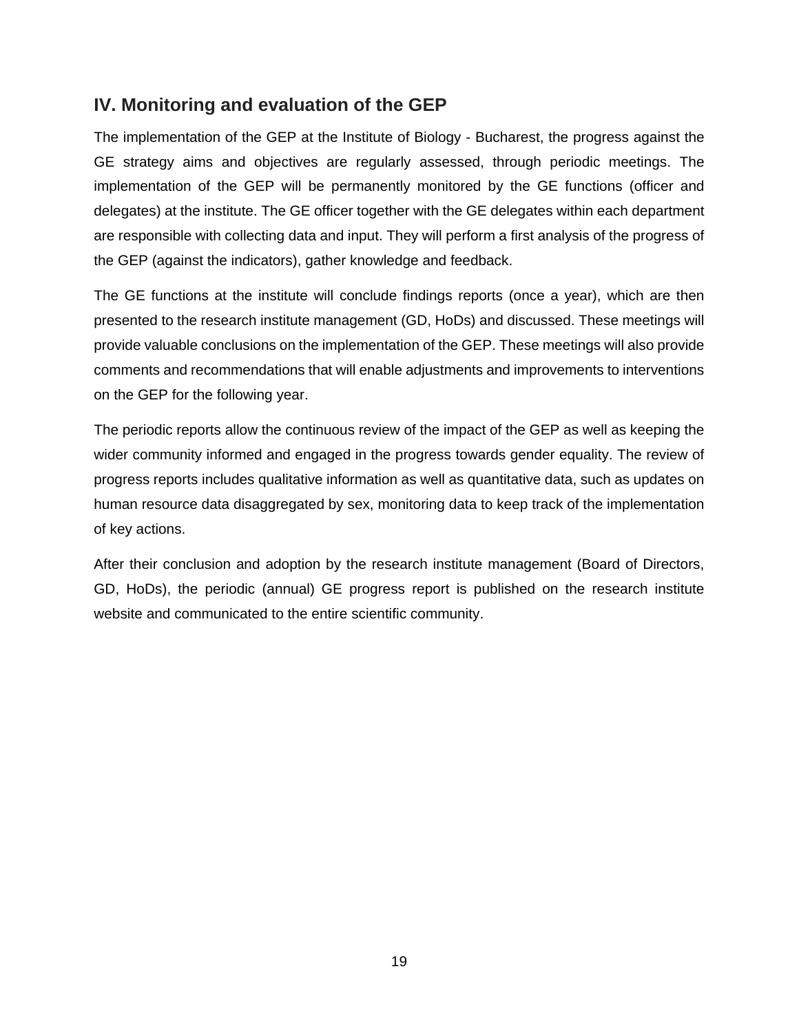## IV. Monitoring and evaluation of the GEP

The implementation of the GEP at the Institute of Biology - Bucharest, the progress against the GE strategy aims and objectives are regularly assessed, through periodic meetings. The implementation of the GEP will be permanently monitored by the GE functions (officer and delegates) at the institute. The GE officer together with the GE delegates within each department are responsible with collecting data and input. They will perform a first analysis of the progress of the GEP (against the indicators), gather knowledge and feedback.

The GE functions at the institute will conclude findings reports (once a year), which are then presented to the research institute management (GD, HoDs) and discussed. These meetings will provide valuable conclusions on the implementation of the GEP. These meetings will also provide comments and recommendations that will enable adjustments and improvements to interventions on the GEP for the following year.

The periodic reports allow the continuous review of the impact of the GEP as well as keeping the wider community informed and engaged in the progress towards gender equality. The review of progress reports includes qualitative information as well as quantitative data, such as updates on human resource data disaggregated by sex, monitoring data to keep track of the implementation of key actions.

After their conclusion and adoption by the research institute management (Board of Directors, GD, HoDs), the periodic (annual) GE progress report is published on the research institute website and communicated to the entire scientific community.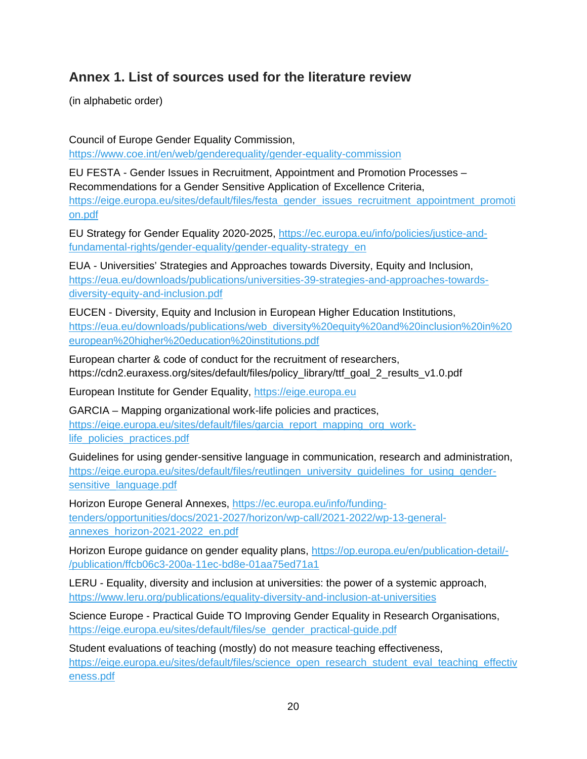## Annex 1. List of sources used for the literature review

(in alphabetic order)

Council of Europe Gender Equality Commission, https://www.coe.int/en/web/genderequality/gender-equality-commission

EU FESTA - Gender Issues in Recruitment, Appointment and Promotion Processes – Recommendations for a Gender Sensitive Application of Excellence Criteria, https://eige.europa.eu/sites/default/files/festa_gender_issues_recruitment_appointment_promotion.pdf

EU Strategy for Gender Equality 2020-2025, https://ec.europa.eu/info/policies/justice-and-fundamental-rights/gender-equality/gender-equality-strategy_en

EUA - Universities' Strategies and Approaches towards Diversity, Equity and Inclusion, https://eua.eu/downloads/publications/universities-39-strategies-and-approaches-towards-diversity-equity-and-inclusion.pdf

EUCEN - Diversity, Equity and Inclusion in European Higher Education Institutions, https://eua.eu/downloads/publications/web_diversity%20equity%20and%20inclusion%20in%20european%20higher%20education%20institutions.pdf

European charter & code of conduct for the recruitment of researchers, https://cdn2.euraxess.org/sites/default/files/policy_library/ttf_goal_2_results_v1.0.pdf

European Institute for Gender Equality, https://eige.europa.eu

GARCIA – Mapping organizational work-life policies and practices, https://eige.europa.eu/sites/default/files/garcia_report_mapping_org_work-life_policies_practices.pdf

Guidelines for using gender-sensitive language in communication, research and administration, https://eige.europa.eu/sites/default/files/reutlingen_university_guidelines_for_using_gender-sensitive_language.pdf

Horizon Europe General Annexes, https://ec.europa.eu/info/funding-tenders/opportunities/docs/2021-2027/horizon/wp-call/2021-2022/wp-13-general-annexes_horizon-2021-2022_en.pdf

Horizon Europe guidance on gender equality plans, https://op.europa.eu/en/publication-detail/-/publication/ffcb06c3-200a-11ec-bd8e-01aa75ed71a1

LERU - Equality, diversity and inclusion at universities: the power of a systemic approach, https://www.leru.org/publications/equality-diversity-and-inclusion-at-universities

Science Europe - Practical Guide TO Improving Gender Equality in Research Organisations, https://eige.europa.eu/sites/default/files/se_gender_practical-guide.pdf

Student evaluations of teaching (mostly) do not measure teaching effectiveness, https://eige.europa.eu/sites/default/files/science_open_research_student_eval_teaching_effectiveness.pdf